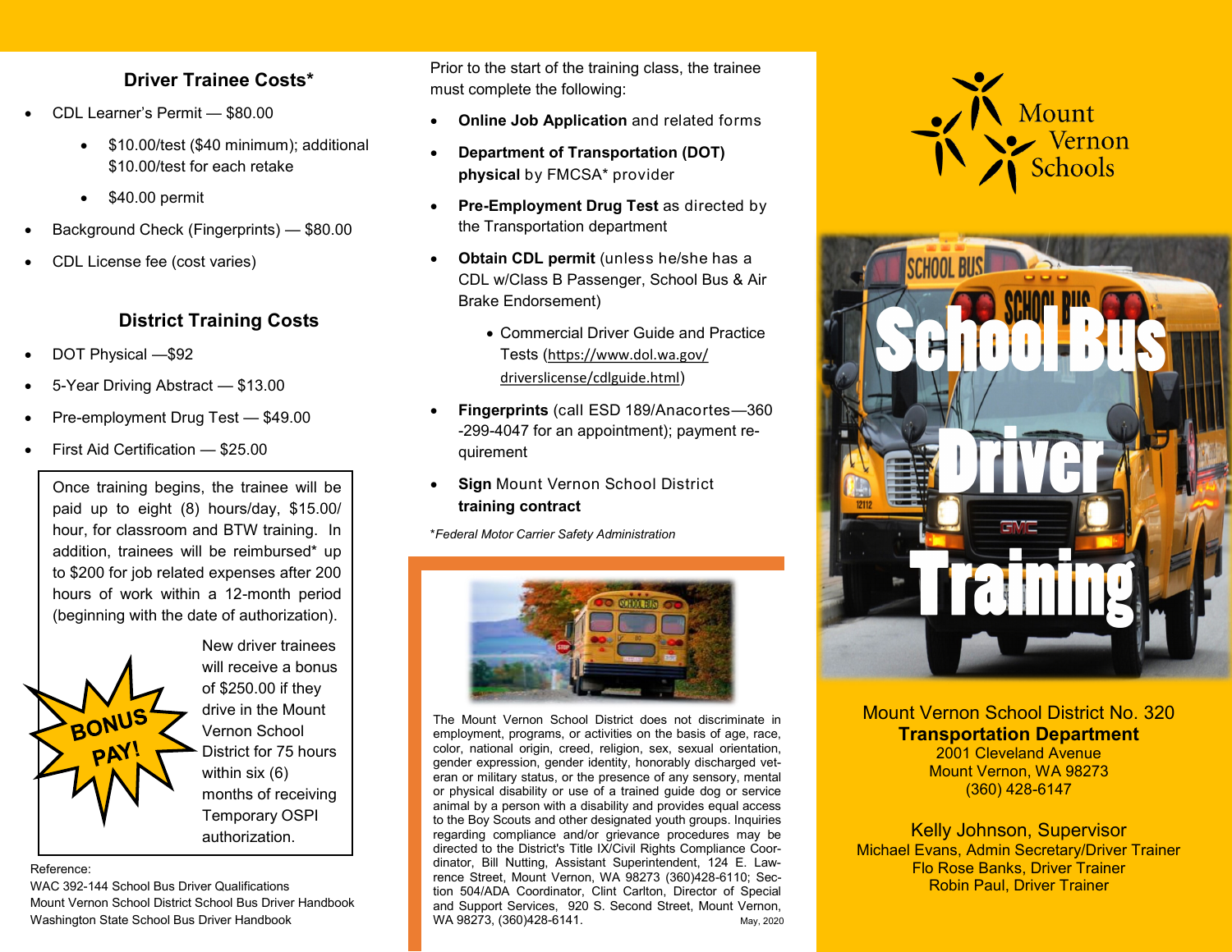## Driver Trainee Costs*

- CDL Learner's Permit — $80.00
    - $10.00/test ($40 minimum); additional $10.00/test for each retake
    - $40.00 permit
- Background Check (Fingerprints) — $80.00
- CDL License fee (cost varies)

## District Training Costs

- DOT Physical —$92
- 5-Year Driving Abstract — $13.00
- Pre-employment Drug Test — $49.00
- First Aid Certification — $25.00

Once training begins, the trainee will be paid up to eight (8) hours/day, $15.00/hour, for classroom and BTW training. In addition, trainees will be reimbursed* up to $200 for job related expenses after 200 hours of work within a 12-month period (beginning with the date of authorization).

**BONUS PAY!**

New driver trainees will receive a bonus of $250.00 if they drive in the Mount Vernon School District for 75 hours within six (6) months of receiving Temporary OSPI authorization.

Reference:
WAC 392-144 School Bus Driver Qualifications
Mount Vernon School District School Bus Driver Handbook
Washington State School Bus Driver Handbook

Prior to the start of the training class, the trainee must complete the following:

- **Online Job Application** and related forms
- **Department of Transportation (DOT) physical** by FMCSA* provider
- **Pre-Employment Drug Test** as directed by the Transportation department
- **Obtain CDL permit** (unless he/she has a CDL w/Class B Passenger, School Bus & Air Brake Endorsement)
    - Commercial Driver Guide and Practice Tests (https://www.dol.wa.gov/driverslicense/cdlguide.html)
- **Fingerprints** (call ESD 189/Anacortes—360-299-4047 for an appointment); payment requirement
- **Sign** Mount Vernon School District **training contract**

*Federal Motor Carrier Safety Administration

The Mount Vernon School District does not discriminate in employment, programs, or activities on the basis of age, race, color, national origin, creed, religion, sex, sexual orientation, gender expression, gender identity, honorably discharged veteran or military status, or the presence of any sensory, mental or physical disability or use of a trained guide dog or service animal by a person with a disability and provides equal access to the Boy Scouts and other designated youth groups. Inquiries regarding compliance and/or grievance procedures may be directed to the District's Title IX/Civil Rights Compliance Coordinator, Bill Nutting, Assistant Superintendent, 124 E. Lawrence Street, Mount Vernon, WA 98273 (360)428-6110; Section 504/ADA Coordinator, Clint Carlton, Director of Special and Support Services, 920 S. Second Street, Mount Vernon, WA 98273, (360)428-6141.

May, 2020

Mount Vernon Schools

# School Bus Driver Training

Mount Vernon School District No. 320
**Transportation Department**
2001 Cleveland Avenue
Mount Vernon, WA 98273
(360) 428-6147

Kelly Johnson, Supervisor
Michael Evans, Admin Secretary/Driver Trainer
Flo Rose Banks, Driver Trainer
Robin Paul, Driver Trainer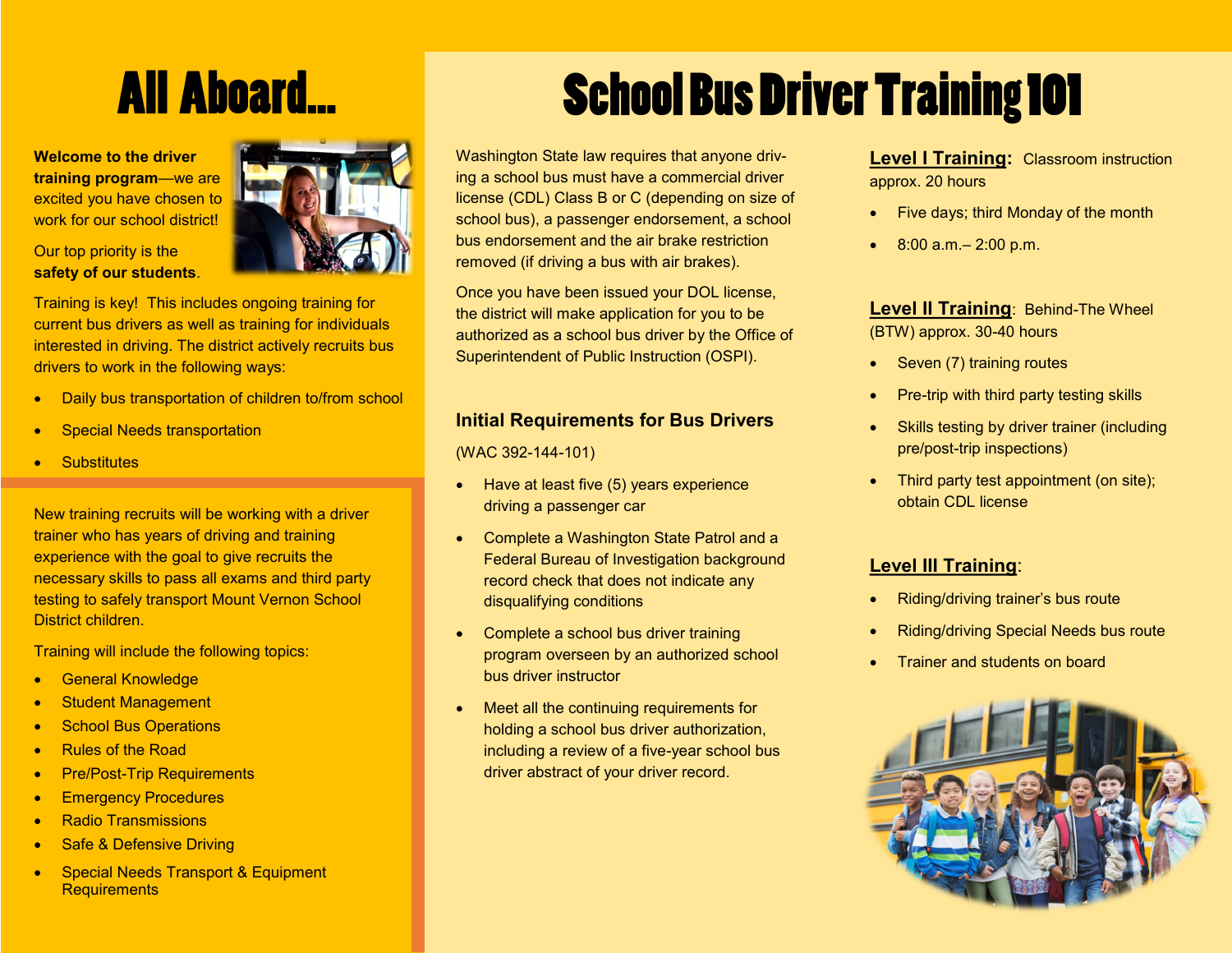# All Aboard...

**Welcome to the driver training program**—we are excited you have chosen to work for our school district!

Our top priority is the **safety of our students**.

Training is key! This includes ongoing training for current bus drivers as well as training for individuals interested in driving. The district actively recruits bus drivers to work in the following ways:

- Daily bus transportation of children to/from school
- Special Needs transportation
- Substitutes

New training recruits will be working with a driver trainer who has years of driving and training experience with the goal to give recruits the necessary skills to pass all exams and third party testing to safely transport Mount Vernon School District children.

Training will include the following topics:

- General Knowledge
- Student Management
- School Bus Operations
- Rules of the Road
- Pre/Post-Trip Requirements
- Emergency Procedures
- Radio Transmissions
- Safe & Defensive Driving
- Special Needs Transport & Equipment Requirements

# School Bus Driver Training 101

Washington State law requires that anyone driving a school bus must have a commercial driver license (CDL) Class B or C (depending on size of school bus), a passenger endorsement, a school bus endorsement and the air brake restriction removed (if driving a bus with air brakes).

Once you have been issued your DOL license, the district will make application for you to be authorized as a school bus driver by the Office of Superintendent of Public Instruction (OSPI).

### Initial Requirements for Bus Drivers

(WAC 392-144-101)

- Have at least five (5) years experience driving a passenger car
- Complete a Washington State Patrol and a Federal Bureau of Investigation background record check that does not indicate any disqualifying conditions
- Complete a school bus driver training program overseen by an authorized school bus driver instructor
- Meet all the continuing requirements for holding a school bus driver authorization, including a review of a five-year school bus driver abstract of your driver record.

**Level I Training:** Classroom instruction approx. 20 hours

- Five days; third Monday of the month
- 8:00 a.m.– 2:00 p.m.

**Level II Training**: Behind-The Wheel (BTW) approx. 30-40 hours

- Seven (7) training routes
- Pre-trip with third party testing skills
- Skills testing by driver trainer (including pre/post-trip inspections)
- Third party test appointment (on site); obtain CDL license

**Level III Training**:

- Riding/driving trainer's bus route
- Riding/driving Special Needs bus route
- Trainer and students on board